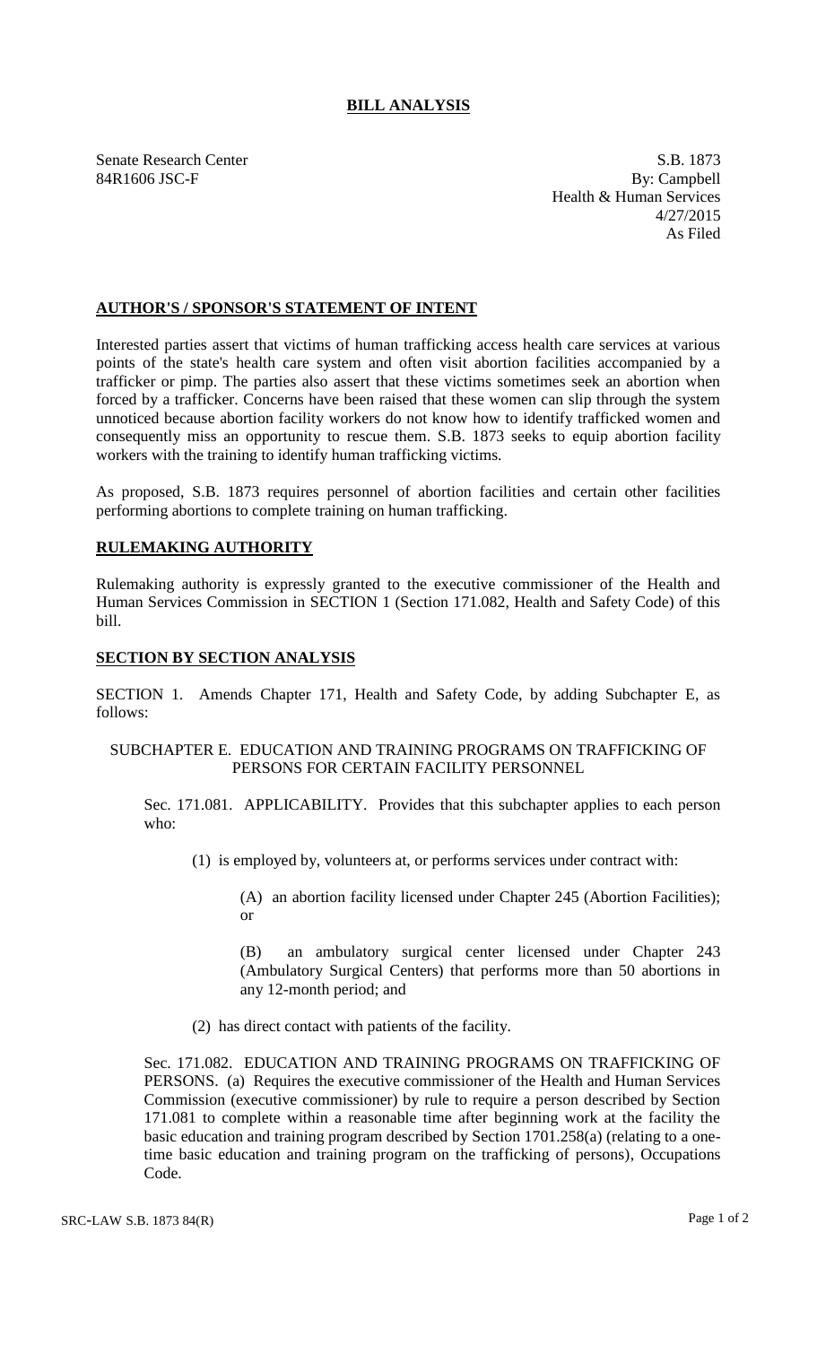# BILL ANALYSIS

Senate Research Center
84R1606 JSC-F

S.B. 1873
By: Campbell
Health & Human Services
4/27/2015
As Filed

## AUTHOR'S / SPONSOR'S STATEMENT OF INTENT

Interested parties assert that victims of human trafficking access health care services at various points of the state's health care system and often visit abortion facilities accompanied by a trafficker or pimp. The parties also assert that these victims sometimes seek an abortion when forced by a trafficker. Concerns have been raised that these women can slip through the system unnoticed because abortion facility workers do not know how to identify trafficked women and consequently miss an opportunity to rescue them. S.B. 1873 seeks to equip abortion facility workers with the training to identify human trafficking victims.

As proposed, S.B. 1873 requires personnel of abortion facilities and certain other facilities performing abortions to complete training on human trafficking.

## RULEMAKING AUTHORITY

Rulemaking authority is expressly granted to the executive commissioner of the Health and Human Services Commission in SECTION 1 (Section 171.082, Health and Safety Code) of this bill.

## SECTION BY SECTION ANALYSIS

SECTION 1. Amends Chapter 171, Health and Safety Code, by adding Subchapter E, as follows:

SUBCHAPTER E. EDUCATION AND TRAINING PROGRAMS ON TRAFFICKING OF PERSONS FOR CERTAIN FACILITY PERSONNEL

Sec. 171.081. APPLICABILITY. Provides that this subchapter applies to each person who:

(1) is employed by, volunteers at, or performs services under contract with:

(A) an abortion facility licensed under Chapter 245 (Abortion Facilities); or

(B) an ambulatory surgical center licensed under Chapter 243 (Ambulatory Surgical Centers) that performs more than 50 abortions in any 12-month period; and

(2) has direct contact with patients of the facility.

Sec. 171.082. EDUCATION AND TRAINING PROGRAMS ON TRAFFICKING OF PERSONS. (a) Requires the executive commissioner of the Health and Human Services Commission (executive commissioner) by rule to require a person described by Section 171.081 to complete within a reasonable time after beginning work at the facility the basic education and training program described by Section 1701.258(a) (relating to a one-time basic education and training program on the trafficking of persons), Occupations Code.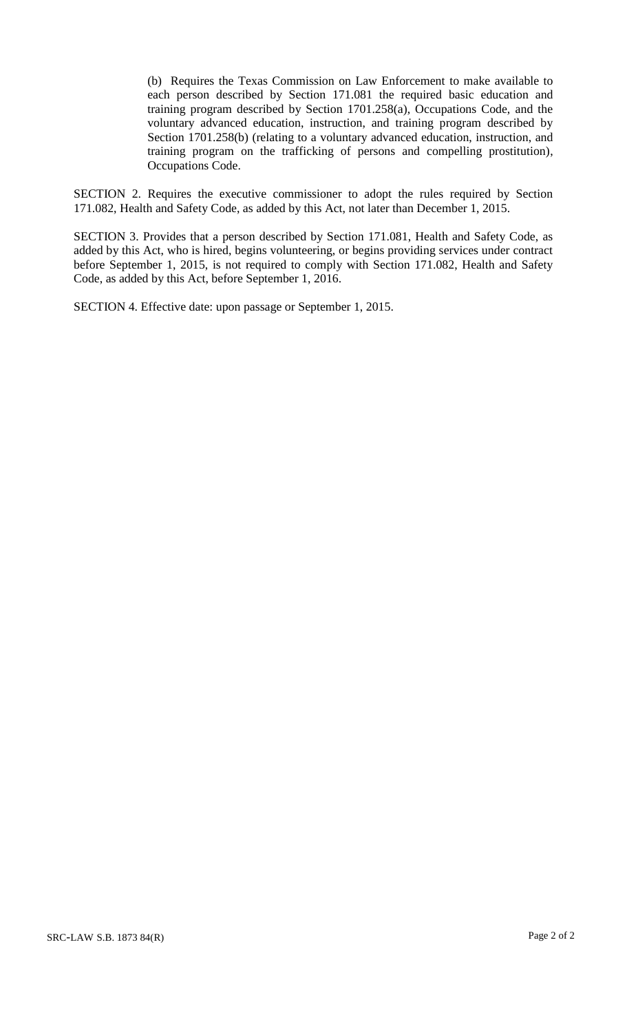(b) Requires the Texas Commission on Law Enforcement to make available to each person described by Section 171.081 the required basic education and training program described by Section 1701.258(a), Occupations Code, and the voluntary advanced education, instruction, and training program described by Section 1701.258(b) (relating to a voluntary advanced education, instruction, and training program on the trafficking of persons and compelling prostitution), Occupations Code.

SECTION 2. Requires the executive commissioner to adopt the rules required by Section 171.082, Health and Safety Code, as added by this Act, not later than December 1, 2015.

SECTION 3. Provides that a person described by Section 171.081, Health and Safety Code, as added by this Act, who is hired, begins volunteering, or begins providing services under contract before September 1, 2015, is not required to comply with Section 171.082, Health and Safety Code, as added by this Act, before September 1, 2016.

SECTION 4. Effective date: upon passage or September 1, 2015.

SRC-LAW S.B. 1873 84(R)